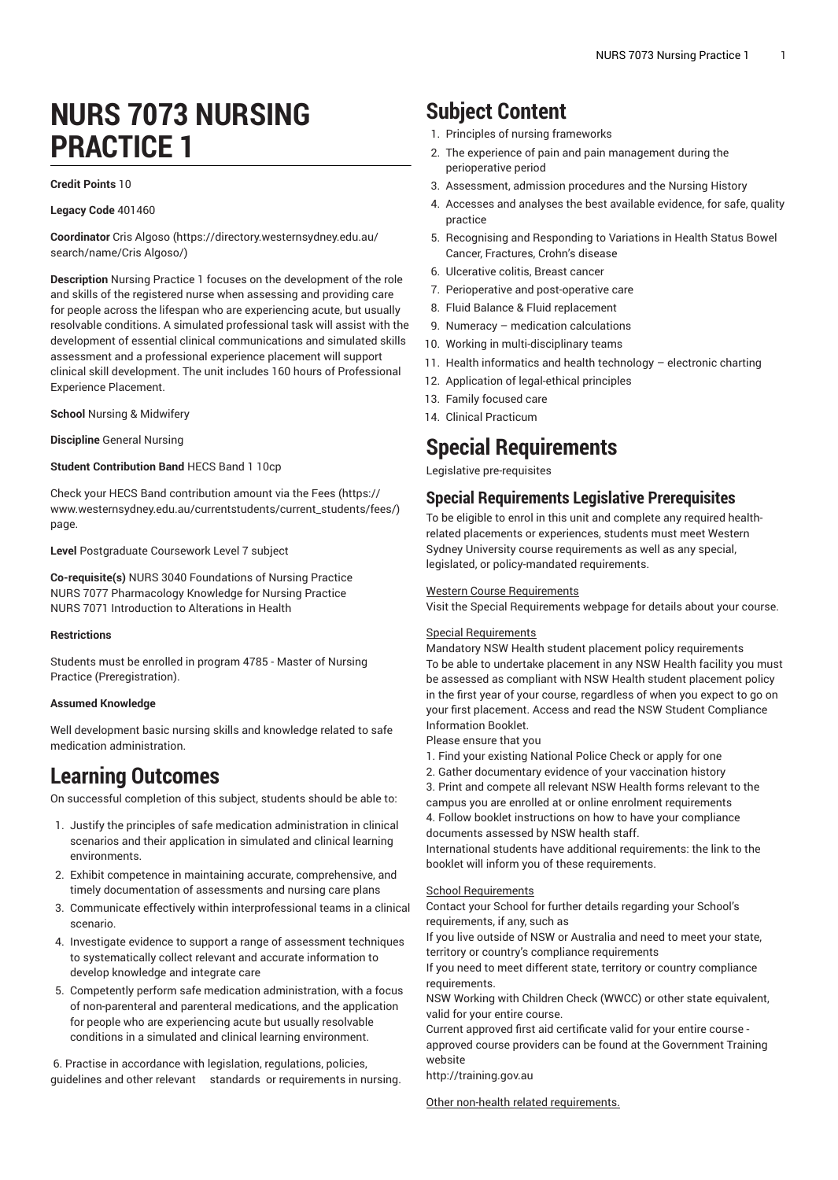# NURS 7073 NURSING PRACTICE 1

**Credit Points** 10

**Legacy Code** 401460

**Coordinator** Cris Algoso (https://directory.westernsydney.edu.au/search/name/Cris Algoso/)

**Description** Nursing Practice 1 focuses on the development of the role and skills of the registered nurse when assessing and providing care for people across the lifespan who are experiencing acute, but usually resolvable conditions. A simulated professional task will assist with the development of essential clinical communications and simulated skills assessment and a professional experience placement will support clinical skill development. The unit includes 160 hours of Professional Experience Placement.

**School** Nursing & Midwifery

**Discipline** General Nursing

**Student Contribution Band** HECS Band 1 10cp

Check your HECS Band contribution amount via the Fees (https://www.westernsydney.edu.au/currentstudents/current_students/fees/) page.

**Level** Postgraduate Coursework Level 7 subject

**Co-requisite(s)** NURS 3040 Foundations of Nursing Practice
NURS 7077 Pharmacology Knowledge for Nursing Practice
NURS 7071 Introduction to Alterations in Health

**Restrictions**

Students must be enrolled in program 4785 - Master of Nursing Practice (Preregistration).

**Assumed Knowledge**

Well development basic nursing skills and knowledge related to safe medication administration.

# Learning Outcomes

On successful completion of this subject, students should be able to:

1. Justify the principles of safe medication administration in clinical scenarios and their application in simulated and clinical learning environments.
2. Exhibit competence in maintaining accurate, comprehensive, and timely documentation of assessments and nursing care plans
3. Communicate effectively within interprofessional teams in a clinical scenario.
4. Investigate evidence to support a range of assessment techniques to systematically collect relevant and accurate information to develop knowledge and integrate care
5. Competently perform safe medication administration, with a focus of non-parenteral and parenteral medications, and the application for people who are experiencing acute but usually resolvable conditions in a simulated and clinical learning environment.

6. Practise in accordance with legislation, regulations, policies, guidelines and other relevant standards or requirements in nursing.

# Subject Content

1. Principles of nursing frameworks
2. The experience of pain and pain management during the perioperative period
3. Assessment, admission procedures and the Nursing History
4. Accesses and analyses the best available evidence, for safe, quality practice
5. Recognising and Responding to Variations in Health Status Bowel Cancer, Fractures, Crohn's disease
6. Ulcerative colitis, Breast cancer
7. Perioperative and post-operative care
8. Fluid Balance & Fluid replacement
9. Numeracy – medication calculations
10. Working in multi-disciplinary teams
11. Health informatics and health technology – electronic charting
12. Application of legal-ethical principles
13. Family focused care
14. Clinical Practicum

# Special Requirements

Legislative pre-requisites

## Special Requirements Legislative Prerequisites

To be eligible to enrol in this unit and complete any required health-related placements or experiences, students must meet Western Sydney University course requirements as well as any special, legislated, or policy-mandated requirements.

Western Course Requirements
Visit the Special Requirements webpage for details about your course.

Special Requirements
Mandatory NSW Health student placement policy requirements
To be able to undertake placement in any NSW Health facility you must be assessed as compliant with NSW Health student placement policy in the first year of your course, regardless of when you expect to go on your first placement. Access and read the NSW Student Compliance Information Booklet.
Please ensure that you
1. Find your existing National Police Check or apply for one
2. Gather documentary evidence of your vaccination history
3. Print and compete all relevant NSW Health forms relevant to the campus you are enrolled at or online enrolment requirements
4. Follow booklet instructions on how to have your compliance documents assessed by NSW health staff.
International students have additional requirements: the link to the booklet will inform you of these requirements.

School Requirements
Contact your School for further details regarding your School's requirements, if any, such as
If you live outside of NSW or Australia and need to meet your state, territory or country's compliance requirements
If you need to meet different state, territory or country compliance requirements.
NSW Working with Children Check (WWCC) or other state equivalent, valid for your entire course.
Current approved first aid certificate valid for your entire course - approved course providers can be found at the Government Training website
http://training.gov.au

Other non-health related requirements.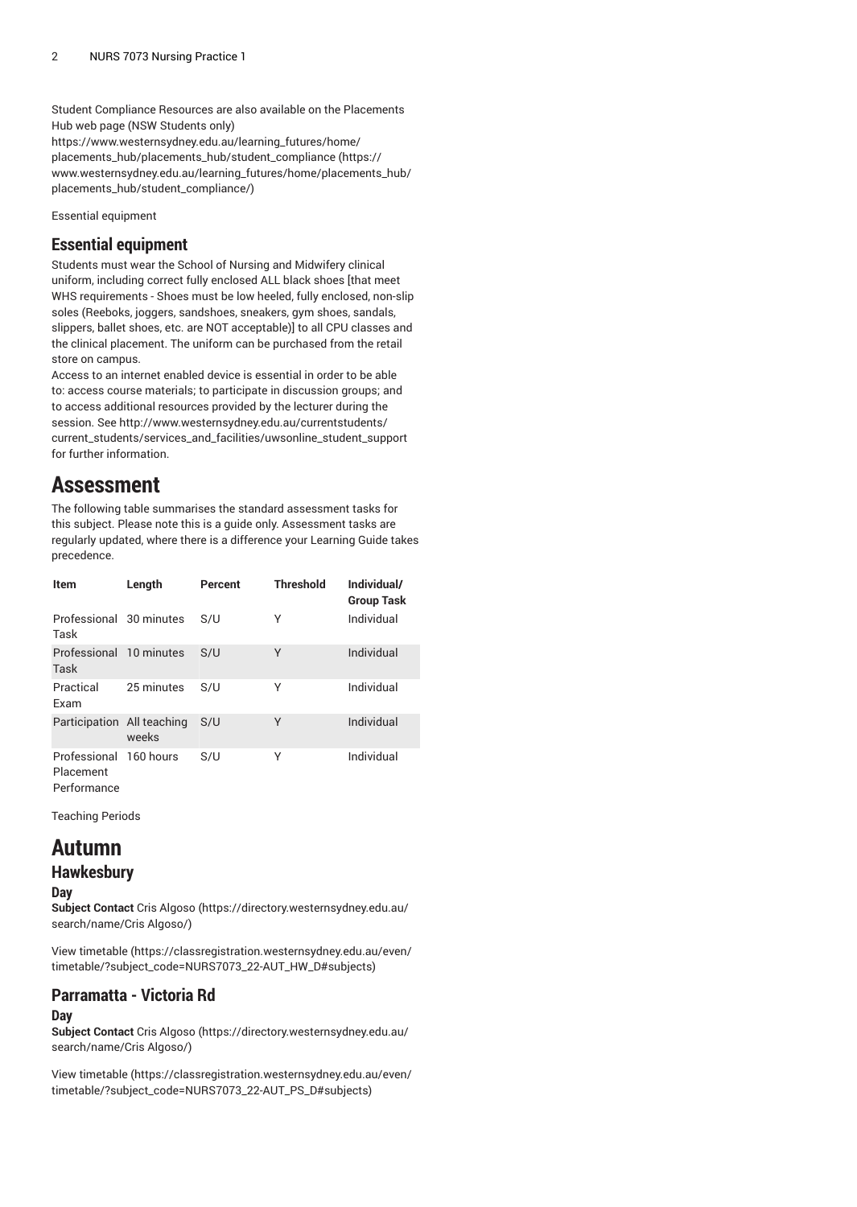Student Compliance Resources are also available on the Placements Hub web page (NSW Students only)
https://www.westernsydney.edu.au/learning_futures/home/placements_hub/placements_hub/student_compliance (https://www.westernsydney.edu.au/learning_futures/home/placements_hub/placements_hub/student_compliance/)

Essential equipment

### Essential equipment

Students must wear the School of Nursing and Midwifery clinical uniform, including correct fully enclosed ALL black shoes [that meet WHS requirements - Shoes must be low heeled, fully enclosed, non-slip soles (Reeboks, joggers, sandshoes, sneakers, gym shoes, sandals, slippers, ballet shoes, etc. are NOT acceptable)] to all CPU classes and the clinical placement. The uniform can be purchased from the retail store on campus.
Access to an internet enabled device is essential in order to be able to: access course materials; to participate in discussion groups; and to access additional resources provided by the lecturer during the session. See http://www.westernsydney.edu.au/currentstudents/current_students/services_and_facilities/uwsonline_student_support for further information.

# Assessment

The following table summarises the standard assessment tasks for this subject. Please note this is a guide only. Assessment tasks are regularly updated, where there is a difference your Learning Guide takes precedence.

| Item | Length | Percent | Threshold | Individual/ Group Task |
|---|---|---|---|---|
| Professional Task | 30 minutes | S/U | Y | Individual |
| Professional Task | 10 minutes | S/U | Y | Individual |
| Practical Exam | 25 minutes | S/U | Y | Individual |
| Participation | All teaching weeks | S/U | Y | Individual |
| Professional Placement Performance | 160 hours | S/U | Y | Individual |

Teaching Periods

# Autumn

## Hawkesbury

### Day

**Subject Contact** Cris Algoso (https://directory.westernsydney.edu.au/search/name/Cris Algoso/)

View timetable (https://classregistration.westernsydney.edu.au/even/timetable/?subject_code=NURS7073_22-AUT_HW_D#subjects)

## Parramatta - Victoria Rd

### Day

**Subject Contact** Cris Algoso (https://directory.westernsydney.edu.au/search/name/Cris Algoso/)

View timetable (https://classregistration.westernsydney.edu.au/even/timetable/?subject_code=NURS7073_22-AUT_PS_D#subjects)